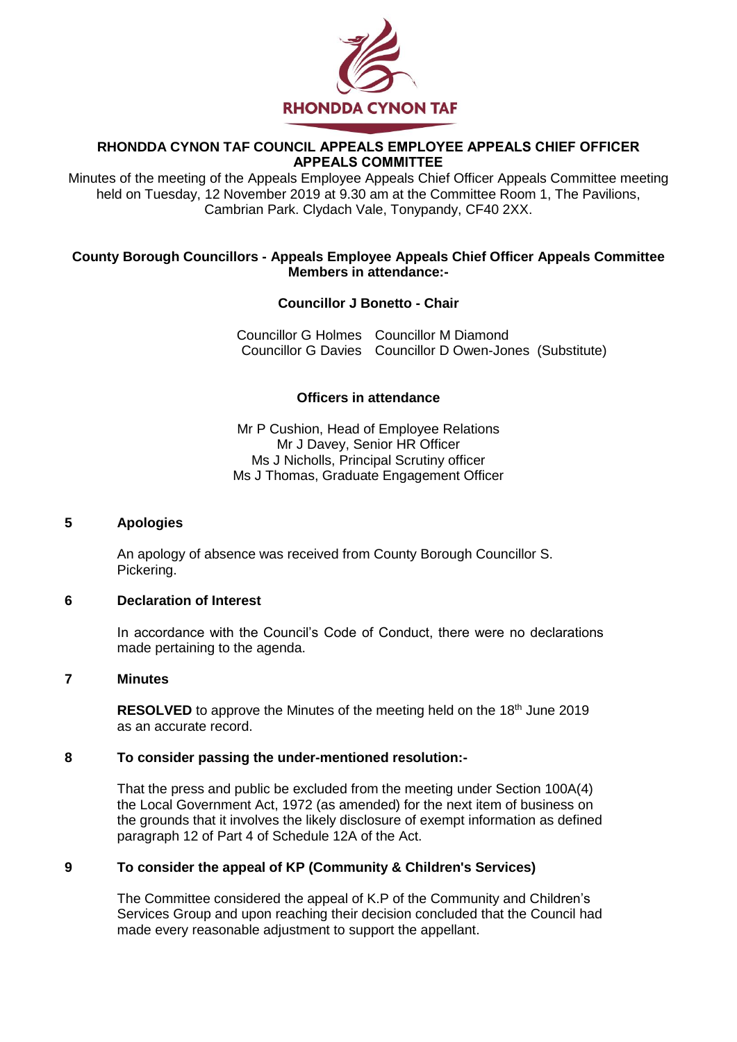RHONDDA CYNON TAF

**RHONDDA CYNON TAF COUNCIL APPEALS EMPLOYEE APPEALS CHIEF OFFICER APPEALS COMMITTEE**

Minutes of the meeting of the Appeals Employee Appeals Chief Officer Appeals Committee meeting held on Tuesday, 12 November 2019 at 9.30 am at the Committee Room 1, The Pavilions, Cambrian Park. Clydach Vale, Tonypandy, CF40 2XX.

**County Borough Councillors - Appeals Employee Appeals Chief Officer Appeals Committee Members in attendance:-**

**Councillor J Bonetto - Chair**

Councillor G Holmes    Councillor M Diamond
Councillor G Davies    Councillor D Owen-Jones (Substitute)

**Officers in attendance**

Mr P Cushion, Head of Employee Relations
Mr J Davey, Senior HR Officer
Ms J Nicholls, Principal Scrutiny officer
Ms J Thomas, Graduate Engagement Officer

## 5 Apologies

An apology of absence was received from County Borough Councillor S. Pickering.

## 6 Declaration of Interest

In accordance with the Council's Code of Conduct, there were no declarations made pertaining to the agenda.

## 7 Minutes

**RESOLVED** to approve the Minutes of the meeting held on the 18th June 2019 as an accurate record.

## 8 To consider passing the under-mentioned resolution:-

That the press and public be excluded from the meeting under Section 100A(4) the Local Government Act, 1972 (as amended) for the next item of business on the grounds that it involves the likely disclosure of exempt information as defined paragraph 12 of Part 4 of Schedule 12A of the Act.

## 9 To consider the appeal of KP (Community & Children's Services)

The Committee considered the appeal of K.P of the Community and Children's Services Group and upon reaching their decision concluded that the Council had made every reasonable adjustment to support the appellant.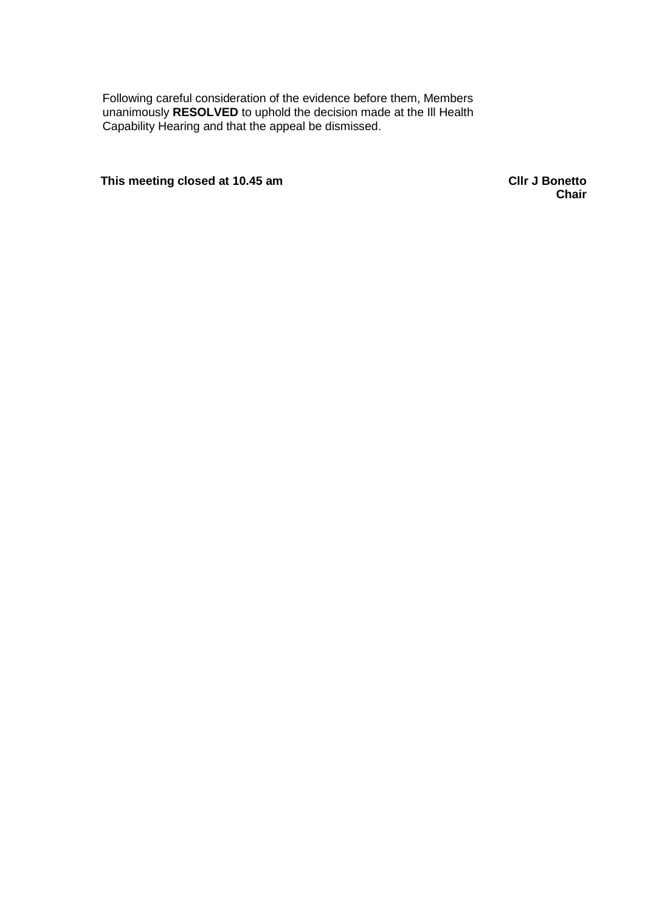Following careful consideration of the evidence before them, Members unanimously **RESOLVED** to uphold the decision made at the Ill Health Capability Hearing and that the appeal be dismissed.

**This meeting closed at 10.45 am**

**Cllr J Bonetto**
**Chair**